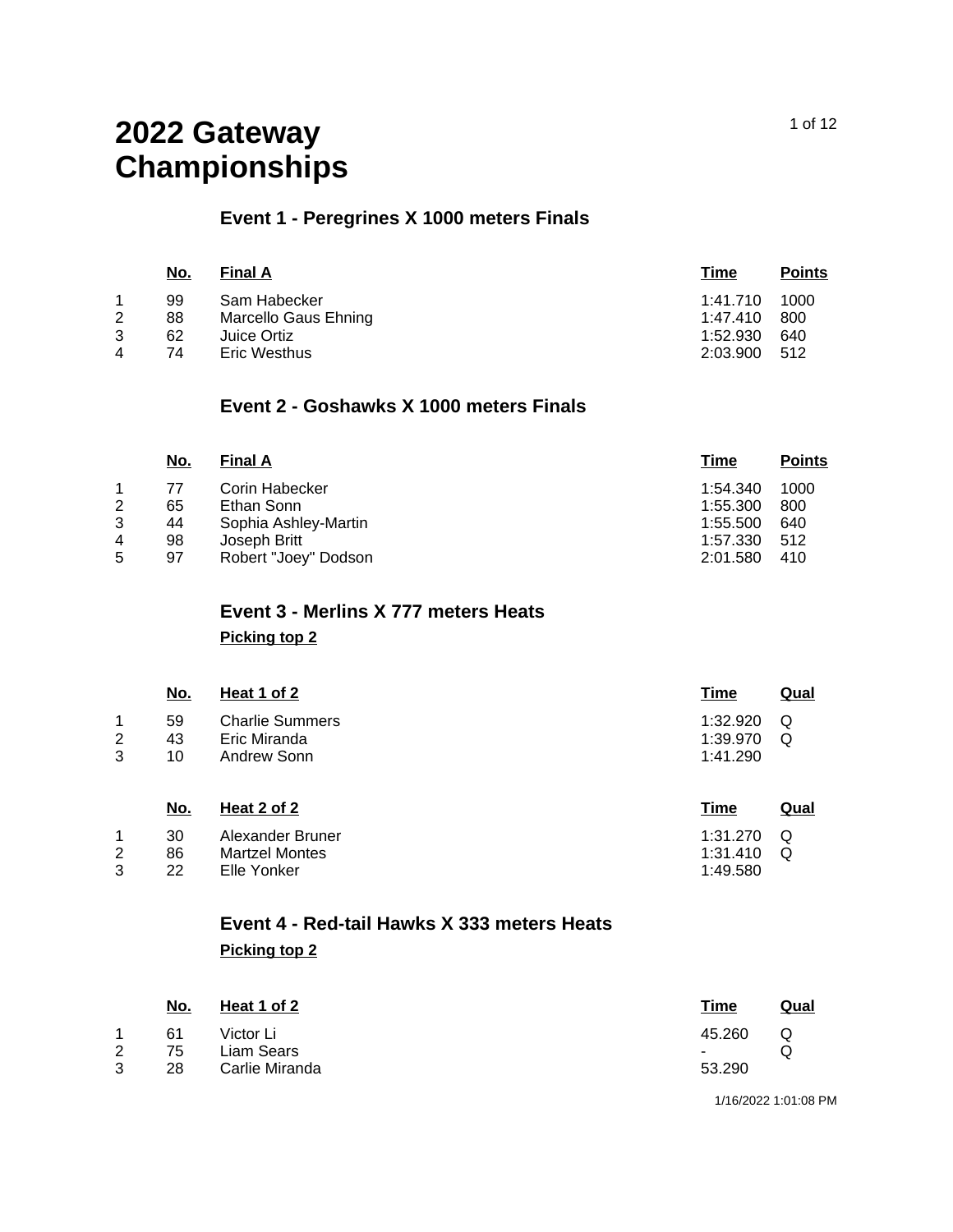# 2022 Gateway Championships

## Event 1 - Peregrines X 1000 meters Finals

| | No. | Final A | Time | Points |
|---|---|---|---|---|
| 1 | 99 | Sam Habecker | 1:41.710 | 1000 |
| 2 | 88 | Marcello Gaus Ehning | 1:47.410 | 800 |
| 3 | 62 | Juice Ortiz | 1:52.930 | 640 |
| 4 | 74 | Eric Westhus | 2:03.900 | 512 |

## Event 2 - Goshawks X 1000 meters Finals

| | No. | Final A | Time | Points |
|---|---|---|---|---|
| 1 | 77 | Corin Habecker | 1:54.340 | 1000 |
| 2 | 65 | Ethan Sonn | 1:55.300 | 800 |
| 3 | 44 | Sophia Ashley-Martin | 1:55.500 | 640 |
| 4 | 98 | Joseph Britt | 1:57.330 | 512 |
| 5 | 97 | Robert "Joey" Dodson | 2:01.580 | 410 |

## Event 3 - Merlins X 777 meters Heats

**Picking top 2**

| | No. | Heat 1 of 2 | Time | Qual |
|---|---|---|---|---|
| 1 | 59 | Charlie Summers | 1:32.920 | Q |
| 2 | 43 | Eric Miranda | 1:39.970 | Q |
| 3 | 10 | Andrew Sonn | 1:41.290 | |

| | No. | Heat 2 of 2 | Time | Qual |
|---|---|---|---|---|
| 1 | 30 | Alexander Bruner | 1:31.270 | Q |
| 2 | 86 | Martzel Montes | 1:31.410 | Q |
| 3 | 22 | Elle Yonker | 1:49.580 | |

## Event 4 - Red-tail Hawks X 333 meters Heats

**Picking top 2**

| | No. | Heat 1 of 2 | Time | Qual |
|---|---|---|---|---|
| 1 | 61 | Victor Li | 45.260 | Q |
| 2 | 75 | Liam Sears | - | Q |
| 3 | 28 | Carlie Miranda | 53.290 | |

1/16/2022 1:01:08 PM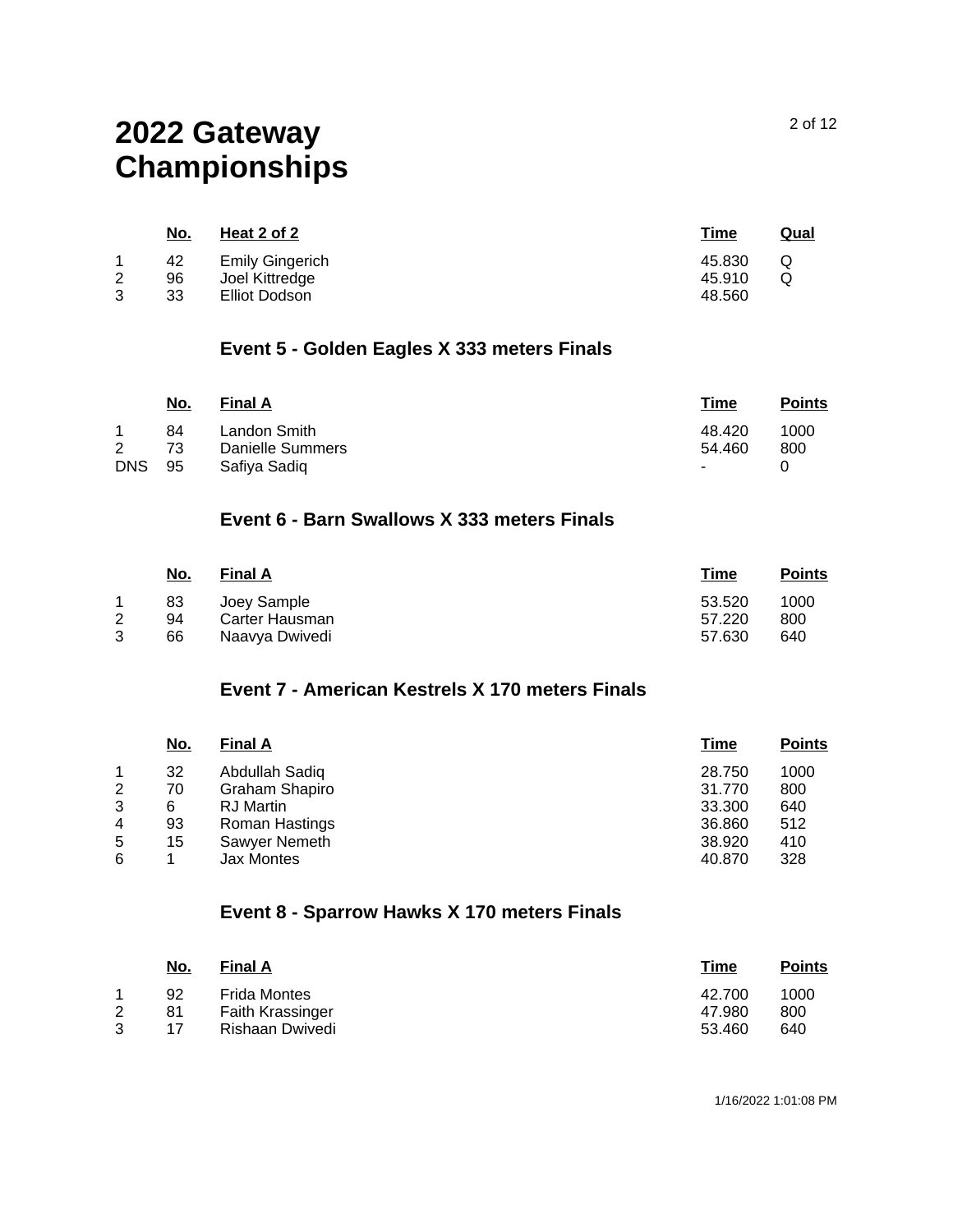# 2022 Gateway Championships

| | No. | Heat 2 of 2 | Time | Qual |
|---|---|---|---|---|
| 1 | 42 | Emily Gingerich | 45.830 | Q |
| 2 | 96 | Joel Kittredge | 45.910 | Q |
| 3 | 33 | Elliot Dodson | 48.560 | |

## Event 5 - Golden Eagles X 333 meters Finals

| | No. | Final A | Time | Points |
|---|---|---|---|---|
| 1 | 84 | Landon Smith | 48.420 | 1000 |
| 2 | 73 | Danielle Summers | 54.460 | 800 |
| DNS | 95 | Safiya Sadiq | - | 0 |

## Event 6 - Barn Swallows X 333 meters Finals

| | No. | Final A | Time | Points |
|---|---|---|---|---|
| 1 | 83 | Joey Sample | 53.520 | 1000 |
| 2 | 94 | Carter Hausman | 57.220 | 800 |
| 3 | 66 | Naavya Dwivedi | 57.630 | 640 |

## Event 7 - American Kestrels X 170 meters Finals

| | No. | Final A | Time | Points |
|---|---|---|---|---|
| 1 | 32 | Abdullah Sadiq | 28.750 | 1000 |
| 2 | 70 | Graham Shapiro | 31.770 | 800 |
| 3 | 6 | RJ Martin | 33.300 | 640 |
| 4 | 93 | Roman Hastings | 36.860 | 512 |
| 5 | 15 | Sawyer Nemeth | 38.920 | 410 |
| 6 | 1 | Jax Montes | 40.870 | 328 |

## Event 8 - Sparrow Hawks X 170 meters Finals

| | No. | Final A | Time | Points |
|---|---|---|---|---|
| 1 | 92 | Frida Montes | 42.700 | 1000 |
| 2 | 81 | Faith Krassinger | 47.980 | 800 |
| 3 | 17 | Rishaan Dwivedi | 53.460 | 640 |

1/16/2022 1:01:08 PM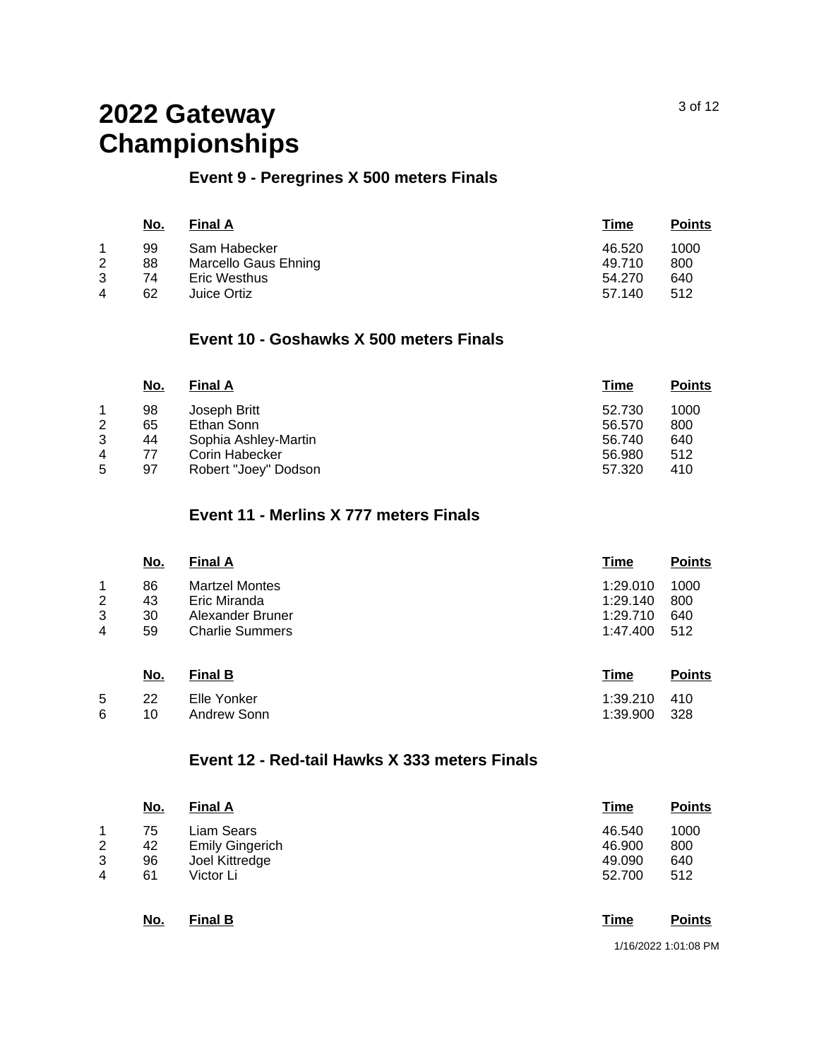# 2022 Gateway Championships

## Event 9 - Peregrines X 500 meters Finals

| | No. | Final A | Time | Points |
|---|---|---|---|---|
| 1 | 99 | Sam Habecker | 46.520 | 1000 |
| 2 | 88 | Marcello Gaus Ehning | 49.710 | 800 |
| 3 | 74 | Eric Westhus | 54.270 | 640 |
| 4 | 62 | Juice Ortiz | 57.140 | 512 |

## Event 10 - Goshawks X 500 meters Finals

| | No. | Final A | Time | Points |
|---|---|---|---|---|
| 1 | 98 | Joseph Britt | 52.730 | 1000 |
| 2 | 65 | Ethan Sonn | 56.570 | 800 |
| 3 | 44 | Sophia Ashley-Martin | 56.740 | 640 |
| 4 | 77 | Corin Habecker | 56.980 | 512 |
| 5 | 97 | Robert "Joey" Dodson | 57.320 | 410 |

## Event 11 - Merlins X 777 meters Finals

| | No. | Final A | Time | Points |
|---|---|---|---|---|
| 1 | 86 | Martzel Montes | 1:29.010 | 1000 |
| 2 | 43 | Eric Miranda | 1:29.140 | 800 |
| 3 | 30 | Alexander Bruner | 1:29.710 | 640 |
| 4 | 59 | Charlie Summers | 1:47.400 | 512 |

| | No. | Final B | Time | Points |
|---|---|---|---|---|
| 5 | 22 | Elle Yonker | 1:39.210 | 410 |
| 6 | 10 | Andrew Sonn | 1:39.900 | 328 |

## Event 12 - Red-tail Hawks X 333 meters Finals

| | No. | Final A | Time | Points |
|---|---|---|---|---|
| 1 | 75 | Liam Sears | 46.540 | 1000 |
| 2 | 42 | Emily Gingerich | 46.900 | 800 |
| 3 | 96 | Joel Kittredge | 49.090 | 640 |
| 4 | 61 | Victor Li | 52.700 | 512 |

| | No. | Final B | Time | Points |
|---|---|---|---|---|

1/16/2022 1:01:08 PM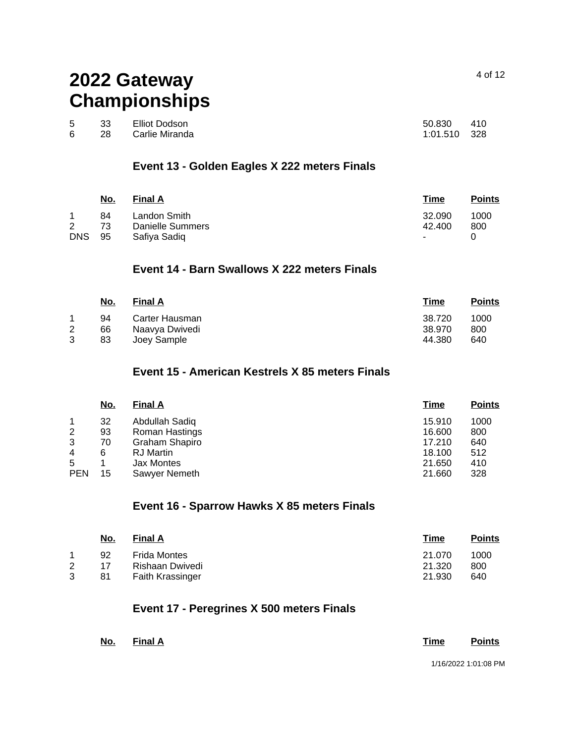# 2022 Gateway Championships

| | | | | |
|---|---|---|---|---|
| 5 | 33 | Elliot Dodson | 50.830 | 410 |
| 6 | 28 | Carlie Miranda | 1:01.510 | 328 |

## Event 13 - Golden Eagles X 222 meters Finals

| | No. | Final A | Time | Points |
|---|---|---|---|---|
| 1 | 84 | Landon Smith | 32.090 | 1000 |
| 2 | 73 | Danielle Summers | 42.400 | 800 |
| DNS | 95 | Safiya Sadiq | - | 0 |

## Event 14 - Barn Swallows X 222 meters Finals

| | No. | Final A | Time | Points |
|---|---|---|---|---|
| 1 | 94 | Carter Hausman | 38.720 | 1000 |
| 2 | 66 | Naavya Dwivedi | 38.970 | 800 |
| 3 | 83 | Joey Sample | 44.380 | 640 |

## Event 15 - American Kestrels X 85 meters Finals

| | No. | Final A | Time | Points |
|---|---|---|---|---|
| 1 | 32 | Abdullah Sadiq | 15.910 | 1000 |
| 2 | 93 | Roman Hastings | 16.600 | 800 |
| 3 | 70 | Graham Shapiro | 17.210 | 640 |
| 4 | 6 | RJ Martin | 18.100 | 512 |
| 5 | 1 | Jax Montes | 21.650 | 410 |
| PEN | 15 | Sawyer Nemeth | 21.660 | 328 |

## Event 16 - Sparrow Hawks X 85 meters Finals

| | No. | Final A | Time | Points |
|---|---|---|---|---|
| 1 | 92 | Frida Montes | 21.070 | 1000 |
| 2 | 17 | Rishaan Dwivedi | 21.320 | 800 |
| 3 | 81 | Faith Krassinger | 21.930 | 640 |

## Event 17 - Peregrines X 500 meters Finals

| | No. | Final A | Time | Points |
|---|---|---|---|---|

1/16/2022 1:01:08 PM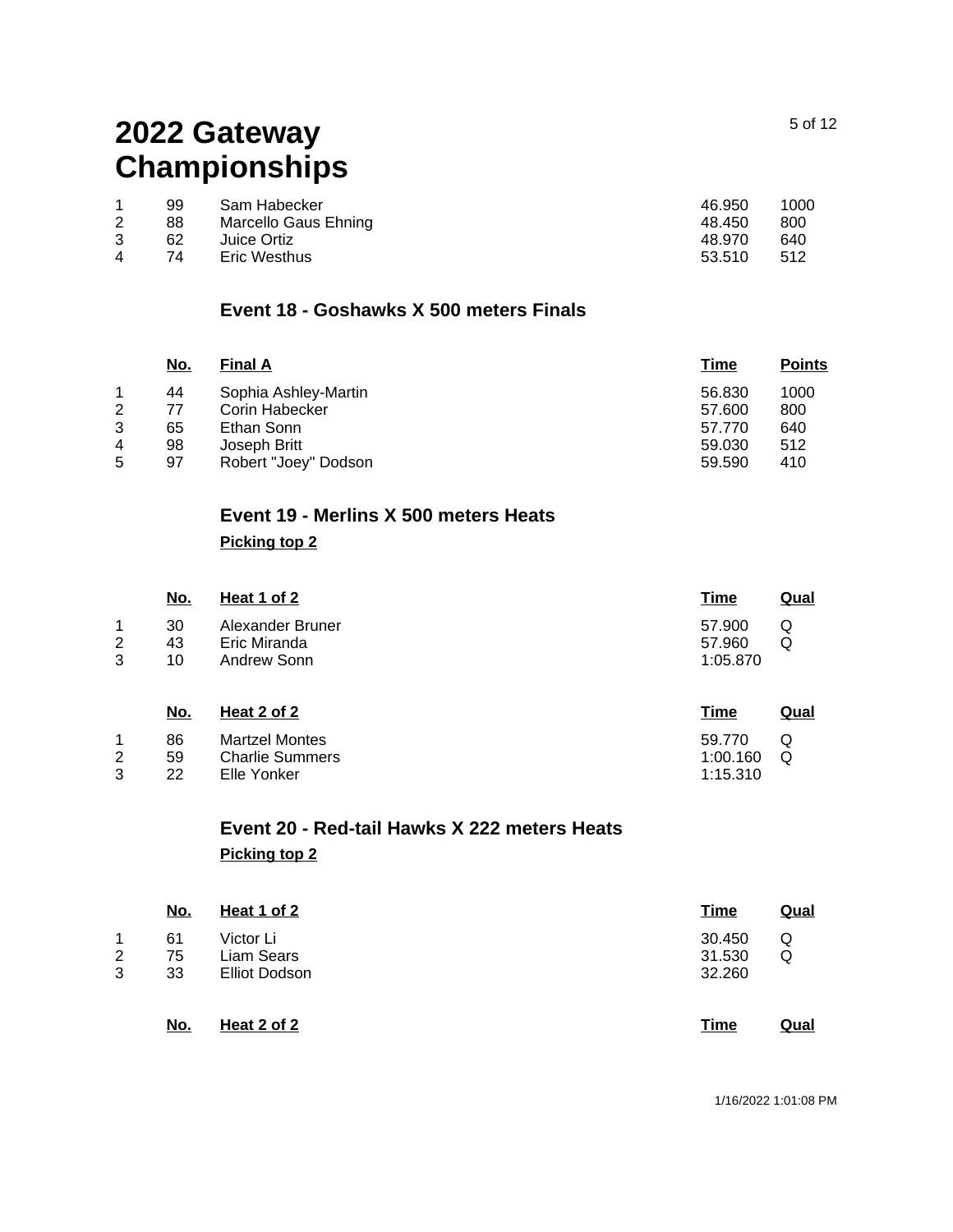# 2022 Gateway Championships

| | No. | Name | Time | Points |
|---|---|---|---|---|
| 1 | 99 | Sam Habecker | 46.950 | 1000 |
| 2 | 88 | Marcello Gaus Ehning | 48.450 | 800 |
| 3 | 62 | Juice Ortiz | 48.970 | 640 |
| 4 | 74 | Eric Westhus | 53.510 | 512 |

### Event 18 - Goshawks X 500 meters Finals

| | No. | Final A | Time | Points |
|---|---|---|---|---|
| 1 | 44 | Sophia Ashley-Martin | 56.830 | 1000 |
| 2 | 77 | Corin Habecker | 57.600 | 800 |
| 3 | 65 | Ethan Sonn | 57.770 | 640 |
| 4 | 98 | Joseph Britt | 59.030 | 512 |
| 5 | 97 | Robert "Joey" Dodson | 59.590 | 410 |

### Event 19 - Merlins X 500 meters Heats

**Picking top 2**

| | No. | Heat 1 of 2 | Time | Qual |
|---|---|---|---|---|
| 1 | 30 | Alexander Bruner | 57.900 | Q |
| 2 | 43 | Eric Miranda | 57.960 | Q |
| 3 | 10 | Andrew Sonn | 1:05.870 | |

| | No. | Heat 2 of 2 | Time | Qual |
|---|---|---|---|---|
| 1 | 86 | Martzel Montes | 59.770 | Q |
| 2 | 59 | Charlie Summers | 1:00.160 | Q |
| 3 | 22 | Elle Yonker | 1:15.310 | |

### Event 20 - Red-tail Hawks X 222 meters Heats

**Picking top 2**

| | No. | Heat 1 of 2 | Time | Qual |
|---|---|---|---|---|
| 1 | 61 | Victor Li | 30.450 | Q |
| 2 | 75 | Liam Sears | 31.530 | Q |
| 3 | 33 | Elliot Dodson | 32.260 | |

| | No. | Heat 2 of 2 | Time | Qual |
|---|---|---|---|---|

1/16/2022 1:01:08 PM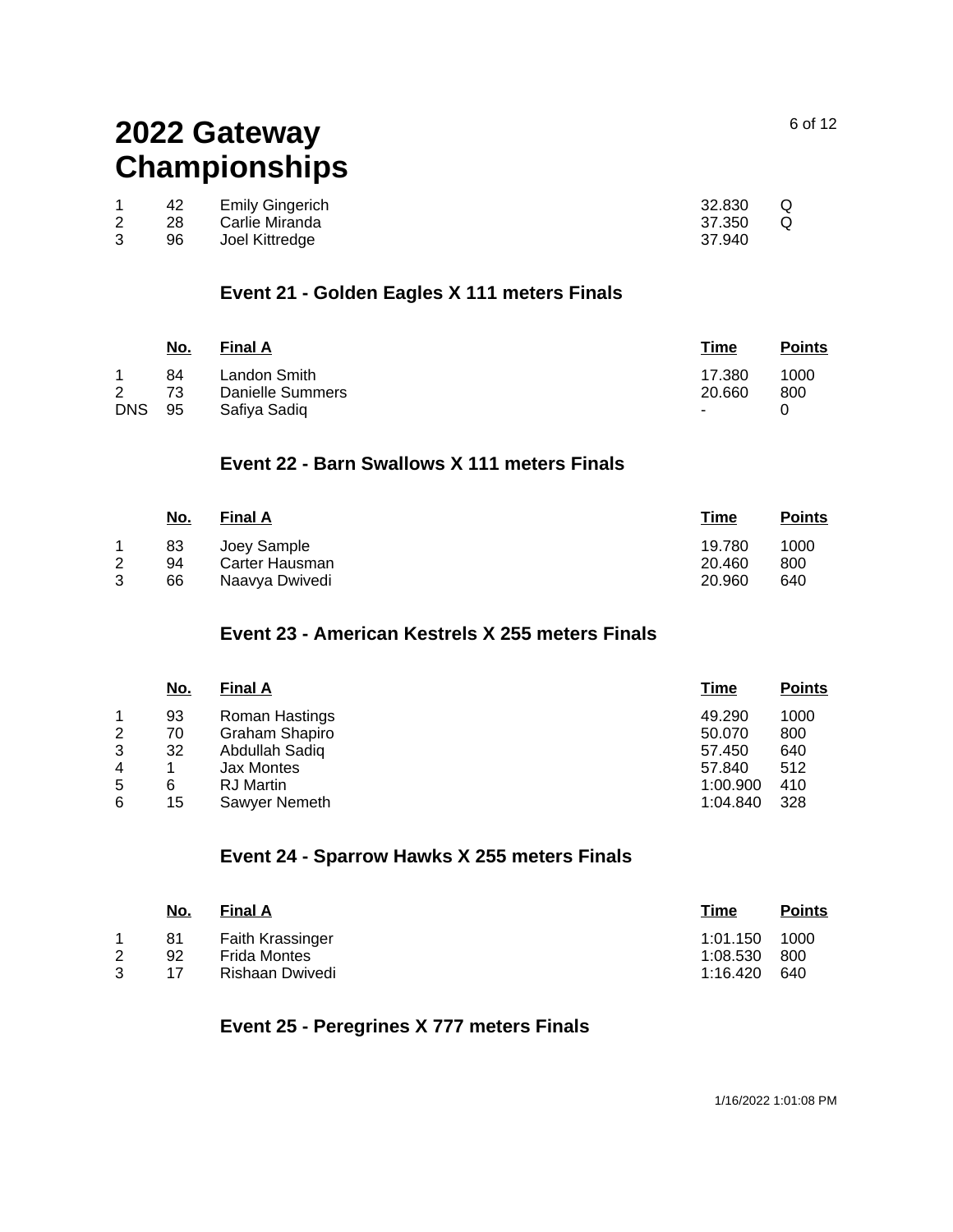# 2022 Gateway Championships

| | | | | |
|---|---|---|---|---|
| 1 | 42 | Emily Gingerich | 32.830 | Q |
| 2 | 28 | Carlie Miranda | 37.350 | Q |
| 3 | 96 | Joel Kittredge | 37.940 | |

### Event 21 - Golden Eagles X 111 meters Finals

| | No. | Final A | Time | Points |
|---|---|---|---|---|
| 1 | 84 | Landon Smith | 17.380 | 1000 |
| 2 | 73 | Danielle Summers | 20.660 | 800 |
| DNS | 95 | Safiya Sadiq | - | 0 |

### Event 22 - Barn Swallows X 111 meters Finals

| | No. | Final A | Time | Points |
|---|---|---|---|---|
| 1 | 83 | Joey Sample | 19.780 | 1000 |
| 2 | 94 | Carter Hausman | 20.460 | 800 |
| 3 | 66 | Naavya Dwivedi | 20.960 | 640 |

### Event 23 - American Kestrels X 255 meters Finals

| | No. | Final A | Time | Points |
|---|---|---|---|---|
| 1 | 93 | Roman Hastings | 49.290 | 1000 |
| 2 | 70 | Graham Shapiro | 50.070 | 800 |
| 3 | 32 | Abdullah Sadiq | 57.450 | 640 |
| 4 | 1 | Jax Montes | 57.840 | 512 |
| 5 | 6 | RJ Martin | 1:00.900 | 410 |
| 6 | 15 | Sawyer Nemeth | 1:04.840 | 328 |

### Event 24 - Sparrow Hawks X 255 meters Finals

| | No. | Final A | Time | Points |
|---|---|---|---|---|
| 1 | 81 | Faith Krassinger | 1:01.150 | 1000 |
| 2 | 92 | Frida Montes | 1:08.530 | 800 |
| 3 | 17 | Rishaan Dwivedi | 1:16.420 | 640 |

### Event 25 - Peregrines X 777 meters Finals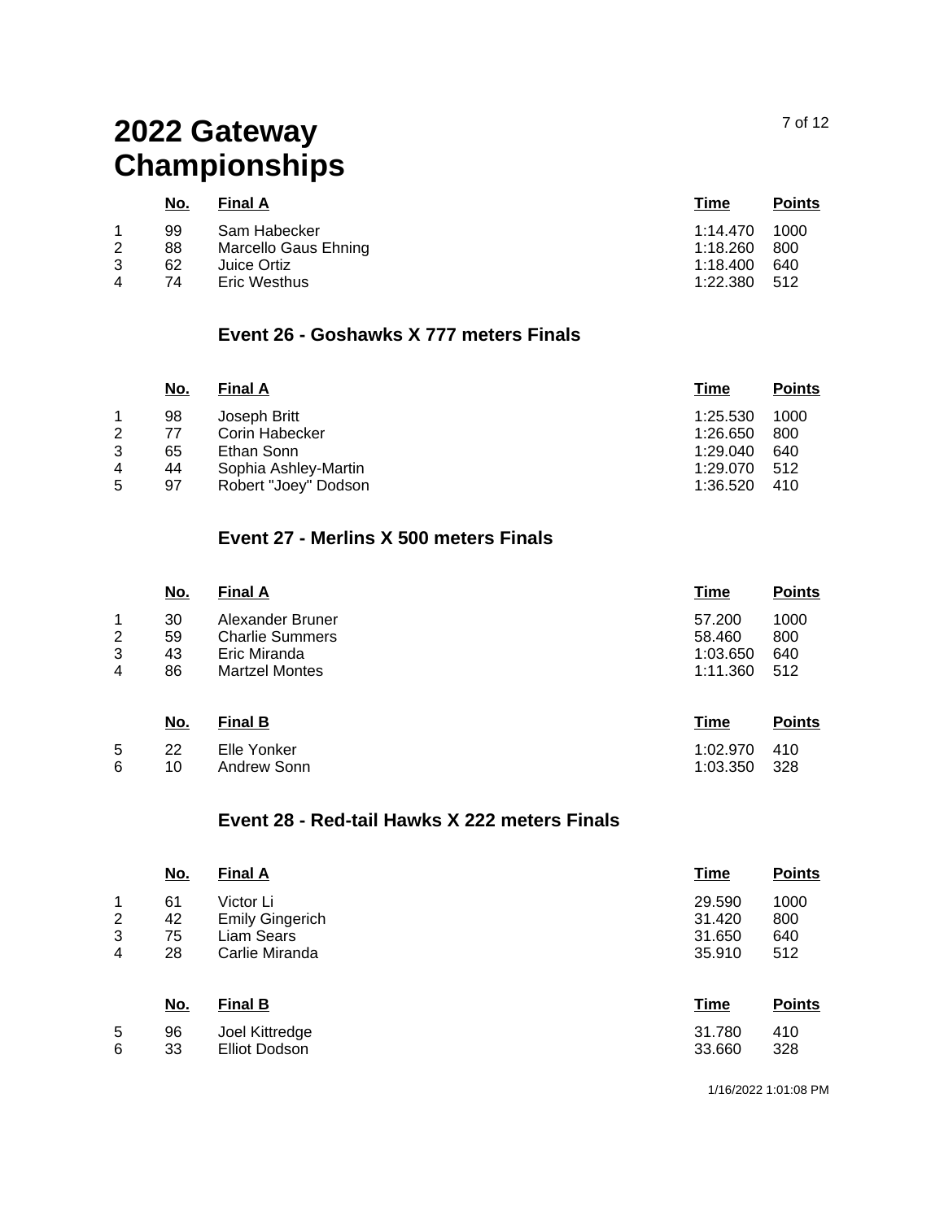# 2022 Gateway Championships

| | No. | Final A | Time | Points |
|---|---|---|---|---|
| 1 | 99 | Sam Habecker | 1:14.470 | 1000 |
| 2 | 88 | Marcello Gaus Ehning | 1:18.260 | 800 |
| 3 | 62 | Juice Ortiz | 1:18.400 | 640 |
| 4 | 74 | Eric Westhus | 1:22.380 | 512 |

## Event 26 - Goshawks X 777 meters Finals

| | No. | Final A | Time | Points |
|---|---|---|---|---|
| 1 | 98 | Joseph Britt | 1:25.530 | 1000 |
| 2 | 77 | Corin Habecker | 1:26.650 | 800 |
| 3 | 65 | Ethan Sonn | 1:29.040 | 640 |
| 4 | 44 | Sophia Ashley-Martin | 1:29.070 | 512 |
| 5 | 97 | Robert "Joey" Dodson | 1:36.520 | 410 |

## Event 27 - Merlins X 500 meters Finals

| | No. | Final A | Time | Points |
|---|---|---|---|---|
| 1 | 30 | Alexander Bruner | 57.200 | 1000 |
| 2 | 59 | Charlie Summers | 58.460 | 800 |
| 3 | 43 | Eric Miranda | 1:03.650 | 640 |
| 4 | 86 | Martzel Montes | 1:11.360 | 512 |

| | No. | Final B | Time | Points |
|---|---|---|---|---|
| 5 | 22 | Elle Yonker | 1:02.970 | 410 |
| 6 | 10 | Andrew Sonn | 1:03.350 | 328 |

## Event 28 - Red-tail Hawks X 222 meters Finals

| | No. | Final A | Time | Points |
|---|---|---|---|---|
| 1 | 61 | Victor Li | 29.590 | 1000 |
| 2 | 42 | Emily Gingerich | 31.420 | 800 |
| 3 | 75 | Liam Sears | 31.650 | 640 |
| 4 | 28 | Carlie Miranda | 35.910 | 512 |

| | No. | Final B | Time | Points |
|---|---|---|---|---|
| 5 | 96 | Joel Kittredge | 31.780 | 410 |
| 6 | 33 | Elliot Dodson | 33.660 | 328 |

1/16/2022 1:01:08 PM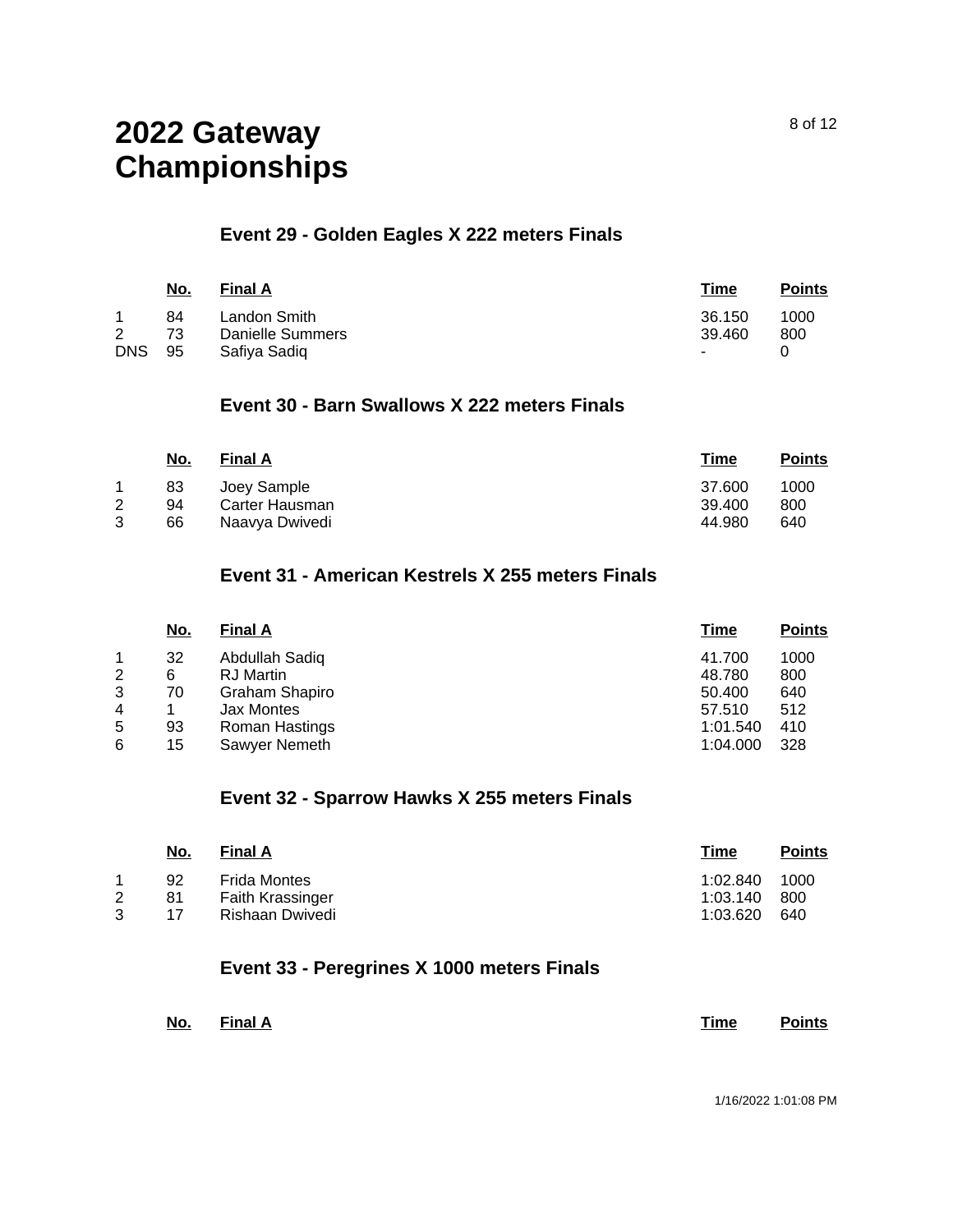# 2022 Gateway Championships

## Event 29 - Golden Eagles X 222 meters Finals

| | No. | Final A | Time | Points |
|---|---|---|---|---|
| 1 | 84 | Landon Smith | 36.150 | 1000 |
| 2 | 73 | Danielle Summers | 39.460 | 800 |
| DNS | 95 | Safiya Sadiq | - | 0 |

## Event 30 - Barn Swallows X 222 meters Finals

| | No. | Final A | Time | Points |
|---|---|---|---|---|
| 1 | 83 | Joey Sample | 37.600 | 1000 |
| 2 | 94 | Carter Hausman | 39.400 | 800 |
| 3 | 66 | Naavya Dwivedi | 44.980 | 640 |

## Event 31 - American Kestrels X 255 meters Finals

| | No. | Final A | Time | Points |
|---|---|---|---|---|
| 1 | 32 | Abdullah Sadiq | 41.700 | 1000 |
| 2 | 6 | RJ Martin | 48.780 | 800 |
| 3 | 70 | Graham Shapiro | 50.400 | 640 |
| 4 | 1 | Jax Montes | 57.510 | 512 |
| 5 | 93 | Roman Hastings | 1:01.540 | 410 |
| 6 | 15 | Sawyer Nemeth | 1:04.000 | 328 |

## Event 32 - Sparrow Hawks X 255 meters Finals

| | No. | Final A | Time | Points |
|---|---|---|---|---|
| 1 | 92 | Frida Montes | 1:02.840 | 1000 |
| 2 | 81 | Faith Krassinger | 1:03.140 | 800 |
| 3 | 17 | Rishaan Dwivedi | 1:03.620 | 640 |

## Event 33 - Peregrines X 1000 meters Finals

| | No. | Final A | Time | Points |
|---|---|---|---|---|

1/16/2022 1:01:08 PM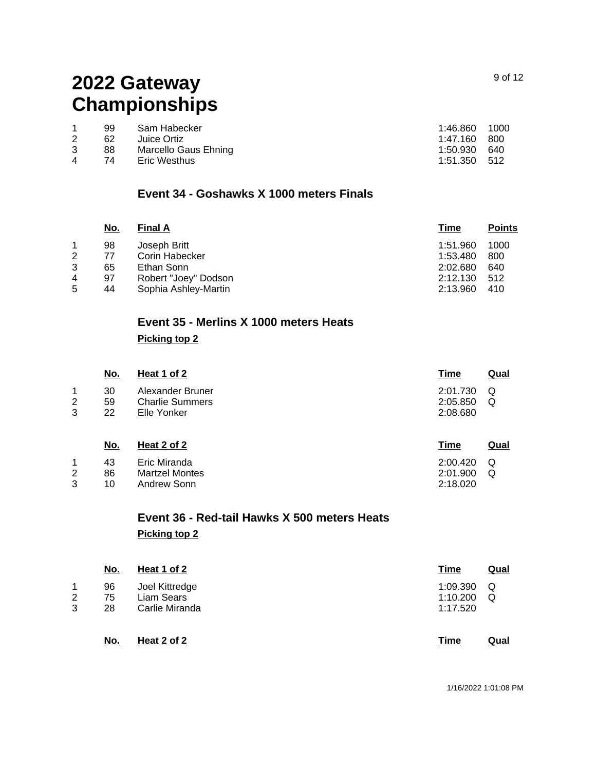# 2022 Gateway Championships

| | | | | |
|---|---|---|---|---|
| 1 | 99 | Sam Habecker | 1:46.860 | 1000 |
| 2 | 62 | Juice Ortiz | 1:47.160 | 800 |
| 3 | 88 | Marcello Gaus Ehning | 1:50.930 | 640 |
| 4 | 74 | Eric Westhus | 1:51.350 | 512 |

## Event 34 - Goshawks X 1000 meters Finals

| | No. | Final A | Time | Points |
|---|---|---|---|---|
| 1 | 98 | Joseph Britt | 1:51.960 | 1000 |
| 2 | 77 | Corin Habecker | 1:53.480 | 800 |
| 3 | 65 | Ethan Sonn | 2:02.680 | 640 |
| 4 | 97 | Robert "Joey" Dodson | 2:12.130 | 512 |
| 5 | 44 | Sophia Ashley-Martin | 2:13.960 | 410 |

## Event 35 - Merlins X 1000 meters Heats

**Picking top 2**

| | No. | Heat 1 of 2 | Time | Qual |
|---|---|---|---|---|
| 1 | 30 | Alexander Bruner | 2:01.730 | Q |
| 2 | 59 | Charlie Summers | 2:05.850 | Q |
| 3 | 22 | Elle Yonker | 2:08.680 | |

| | No. | Heat 2 of 2 | Time | Qual |
|---|---|---|---|---|
| 1 | 43 | Eric Miranda | 2:00.420 | Q |
| 2 | 86 | Martzel Montes | 2:01.900 | Q |
| 3 | 10 | Andrew Sonn | 2:18.020 | |

## Event 36 - Red-tail Hawks X 500 meters Heats

**Picking top 2**

| | No. | Heat 1 of 2 | Time | Qual |
|---|---|---|---|---|
| 1 | 96 | Joel Kittredge | 1:09.390 | Q |
| 2 | 75 | Liam Sears | 1:10.200 | Q |
| 3 | 28 | Carlie Miranda | 1:17.520 | |

| | No. | Heat 2 of 2 | Time | Qual |
|---|---|---|---|---|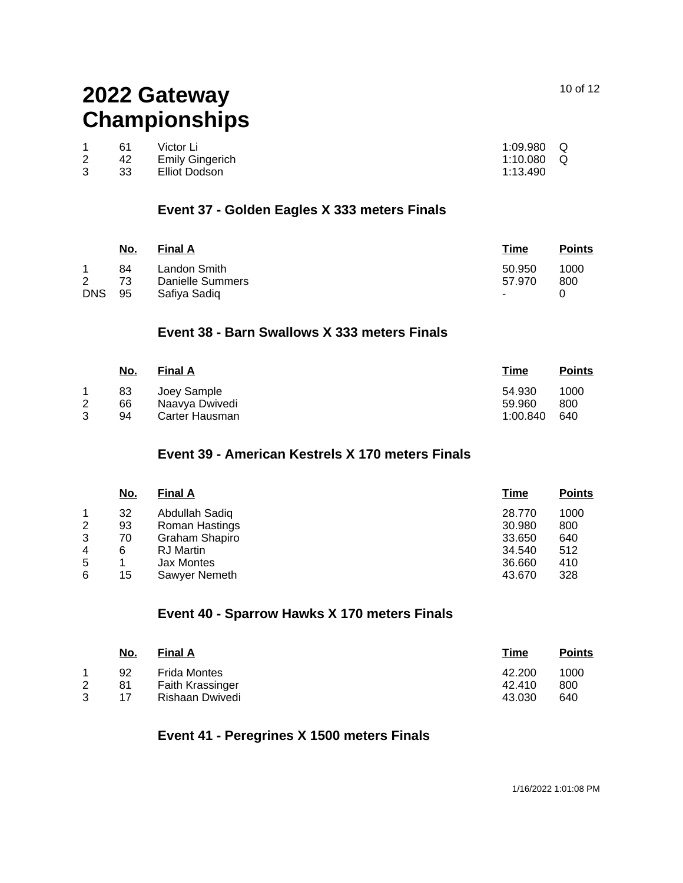# 2022 Gateway Championships

| | | | | |
|---|---|---|---|---|
| 1 | 61 | Victor Li | 1:09.980 | Q |
| 2 | 42 | Emily Gingerich | 1:10.080 | Q |
| 3 | 33 | Elliot Dodson | 1:13.490 | |

## Event 37 - Golden Eagles X 333 meters Finals

| | No. | Final A | Time | Points |
|---|---|---|---|---|
| 1 | 84 | Landon Smith | 50.950 | 1000 |
| 2 | 73 | Danielle Summers | 57.970 | 800 |
| DNS | 95 | Safiya Sadiq | - | 0 |

## Event 38 - Barn Swallows X 333 meters Finals

| | No. | Final A | Time | Points |
|---|---|---|---|---|
| 1 | 83 | Joey Sample | 54.930 | 1000 |
| 2 | 66 | Naavya Dwivedi | 59.960 | 800 |
| 3 | 94 | Carter Hausman | 1:00.840 | 640 |

## Event 39 - American Kestrels X 170 meters Finals

| | No. | Final A | Time | Points |
|---|---|---|---|---|
| 1 | 32 | Abdullah Sadiq | 28.770 | 1000 |
| 2 | 93 | Roman Hastings | 30.980 | 800 |
| 3 | 70 | Graham Shapiro | 33.650 | 640 |
| 4 | 6 | RJ Martin | 34.540 | 512 |
| 5 | 1 | Jax Montes | 36.660 | 410 |
| 6 | 15 | Sawyer Nemeth | 43.670 | 328 |

## Event 40 - Sparrow Hawks X 170 meters Finals

| | No. | Final A | Time | Points |
|---|---|---|---|---|
| 1 | 92 | Frida Montes | 42.200 | 1000 |
| 2 | 81 | Faith Krassinger | 42.410 | 800 |
| 3 | 17 | Rishaan Dwivedi | 43.030 | 640 |

## Event 41 - Peregrines X 1500 meters Finals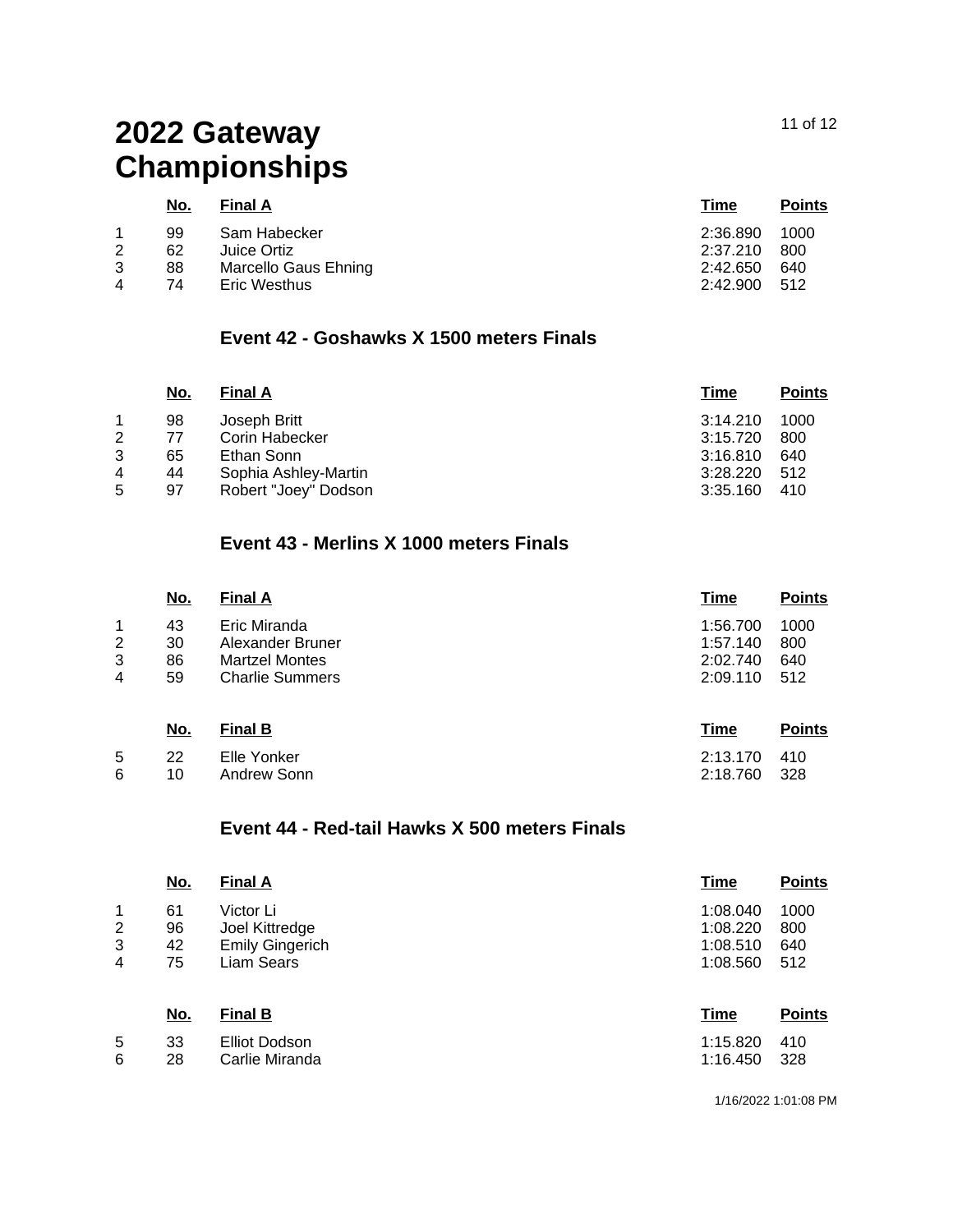# 2022 Gateway Championships

| | No. | Final A | Time | Points |
|---|---|---|---|---|
| 1 | 99 | Sam Habecker | 2:36.890 | 1000 |
| 2 | 62 | Juice Ortiz | 2:37.210 | 800 |
| 3 | 88 | Marcello Gaus Ehning | 2:42.650 | 640 |
| 4 | 74 | Eric Westhus | 2:42.900 | 512 |

### Event 42 - Goshawks X 1500 meters Finals

| | No. | Final A | Time | Points |
|---|---|---|---|---|
| 1 | 98 | Joseph Britt | 3:14.210 | 1000 |
| 2 | 77 | Corin Habecker | 3:15.720 | 800 |
| 3 | 65 | Ethan Sonn | 3:16.810 | 640 |
| 4 | 44 | Sophia Ashley-Martin | 3:28.220 | 512 |
| 5 | 97 | Robert "Joey" Dodson | 3:35.160 | 410 |

### Event 43 - Merlins X 1000 meters Finals

| | No. | Final A | Time | Points |
|---|---|---|---|---|
| 1 | 43 | Eric Miranda | 1:56.700 | 1000 |
| 2 | 30 | Alexander Bruner | 1:57.140 | 800 |
| 3 | 86 | Martzel Montes | 2:02.740 | 640 |
| 4 | 59 | Charlie Summers | 2:09.110 | 512 |

| | No. | Final B | Time | Points |
|---|---|---|---|---|
| 5 | 22 | Elle Yonker | 2:13.170 | 410 |
| 6 | 10 | Andrew Sonn | 2:18.760 | 328 |

### Event 44 - Red-tail Hawks X 500 meters Finals

| | No. | Final A | Time | Points |
|---|---|---|---|---|
| 1 | 61 | Victor Li | 1:08.040 | 1000 |
| 2 | 96 | Joel Kittredge | 1:08.220 | 800 |
| 3 | 42 | Emily Gingerich | 1:08.510 | 640 |
| 4 | 75 | Liam Sears | 1:08.560 | 512 |

| | No. | Final B | Time | Points |
|---|---|---|---|---|
| 5 | 33 | Elliot Dodson | 1:15.820 | 410 |
| 6 | 28 | Carlie Miranda | 1:16.450 | 328 |

1/16/2022 1:01:08 PM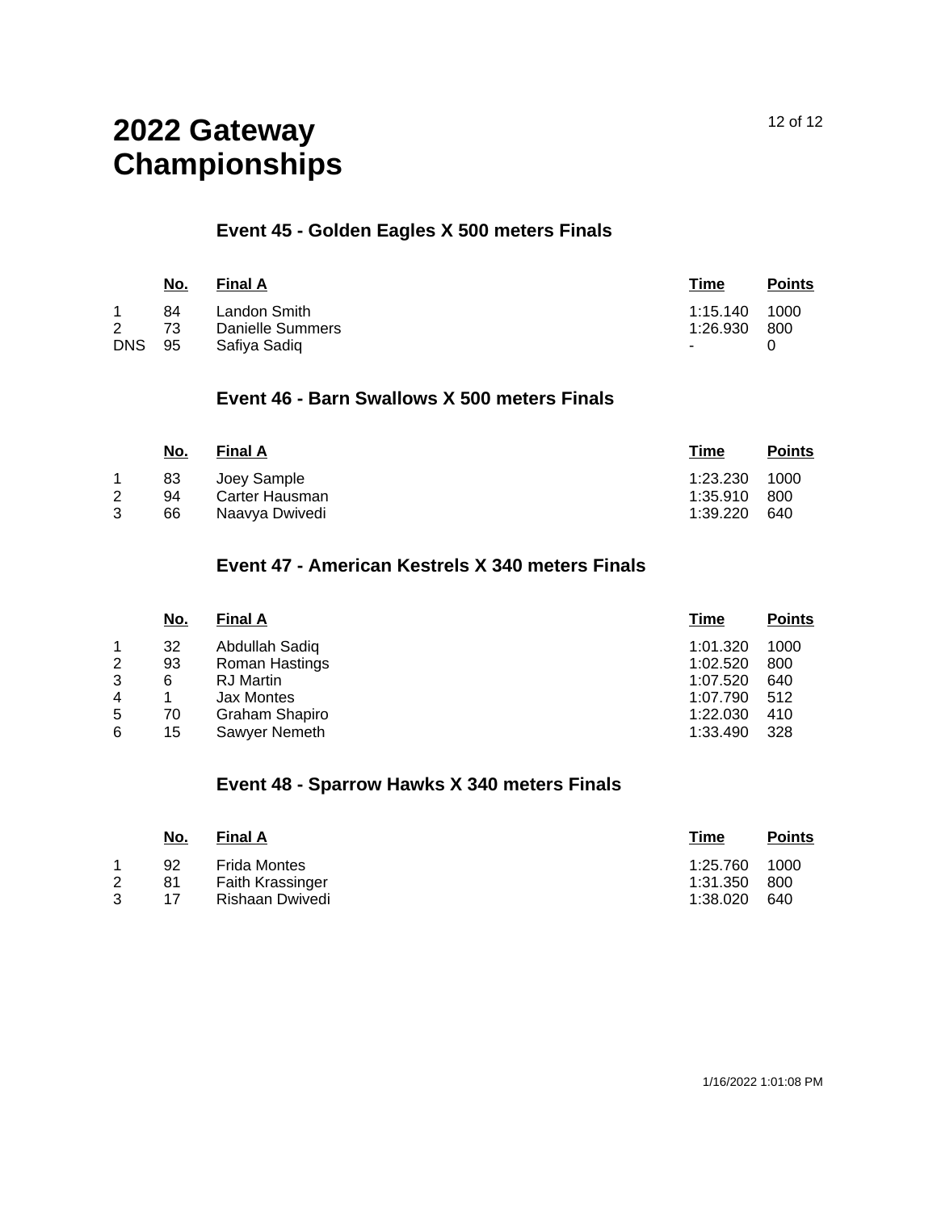# 2022 Gateway Championships

### Event 45 - Golden Eagles X 500 meters Finals

| | No. | Final A | Time | Points |
|---|---|---|---|---|
| 1 | 84 | Landon Smith | 1:15.140 | 1000 |
| 2 | 73 | Danielle Summers | 1:26.930 | 800 |
| DNS | 95 | Safiya Sadiq | - | 0 |

### Event 46 - Barn Swallows X 500 meters Finals

| | No. | Final A | Time | Points |
|---|---|---|---|---|
| 1 | 83 | Joey Sample | 1:23.230 | 1000 |
| 2 | 94 | Carter Hausman | 1:35.910 | 800 |
| 3 | 66 | Naavya Dwivedi | 1:39.220 | 640 |

### Event 47 - American Kestrels X 340 meters Finals

| | No. | Final A | Time | Points |
|---|---|---|---|---|
| 1 | 32 | Abdullah Sadiq | 1:01.320 | 1000 |
| 2 | 93 | Roman Hastings | 1:02.520 | 800 |
| 3 | 6 | RJ Martin | 1:07.520 | 640 |
| 4 | 1 | Jax Montes | 1:07.790 | 512 |
| 5 | 70 | Graham Shapiro | 1:22.030 | 410 |
| 6 | 15 | Sawyer Nemeth | 1:33.490 | 328 |

### Event 48 - Sparrow Hawks X 340 meters Finals

| | No. | Final A | Time | Points |
|---|---|---|---|---|
| 1 | 92 | Frida Montes | 1:25.760 | 1000 |
| 2 | 81 | Faith Krassinger | 1:31.350 | 800 |
| 3 | 17 | Rishaan Dwivedi | 1:38.020 | 640 |

1/16/2022 1:01:08 PM